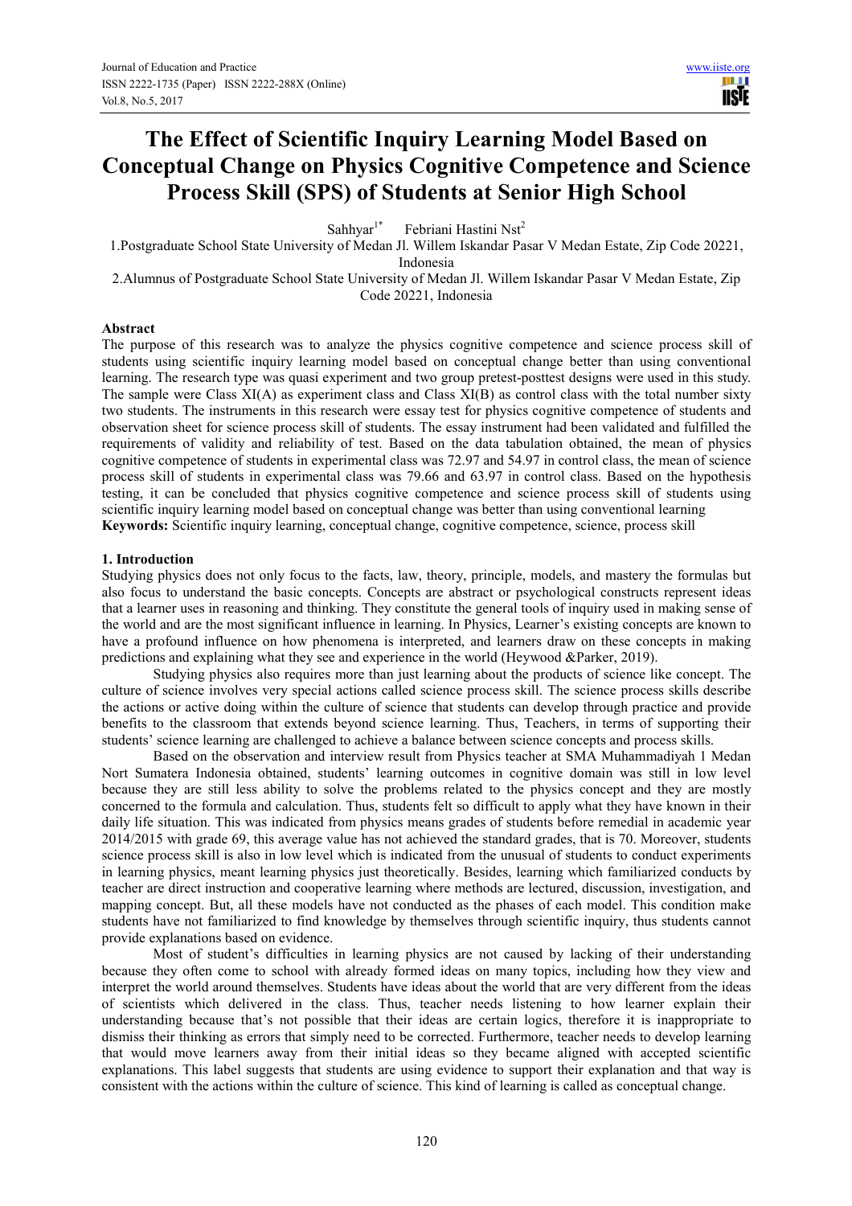# The Effect of Scientific Inquiry Learning Model Based on Conceptual Change on Physics Cognitive Competence and Science Process Skill (SPS) of Students at Senior High School

Sahhyar[1*] Febriani Hastini Nst[2]

1.Postgraduate School State University of Medan Jl. Willem Iskandar Pasar V Medan Estate, Zip Code 20221, Indonesia

2.Alumnus of Postgraduate School State University of Medan Jl. Willem Iskandar Pasar V Medan Estate, Zip Code 20221, Indonesia

## Abstract

The purpose of this research was to analyze the physics cognitive competence and science process skill of students using scientific inquiry learning model based on conceptual change better than using conventional learning. The research type was quasi experiment and two group pretest-posttest designs were used in this study. The sample were Class XI(A) as experiment class and Class XI(B) as control class with the total number sixty two students. The instruments in this research were essay test for physics cognitive competence of students and observation sheet for science process skill of students. The essay instrument had been validated and fulfilled the requirements of validity and reliability of test. Based on the data tabulation obtained, the mean of physics cognitive competence of students in experimental class was 72.97 and 54.97 in control class, the mean of science process skill of students in experimental class was 79.66 and 63.97 in control class. Based on the hypothesis testing, it can be concluded that physics cognitive competence and science process skill of students using scientific inquiry learning model based on conceptual change was better than using conventional learning

**Keywords:** Scientific inquiry learning, conceptual change, cognitive competence, science, process skill

## 1. Introduction

Studying physics does not only focus to the facts, law, theory, principle, models, and mastery the formulas but also focus to understand the basic concepts. Concepts are abstract or psychological constructs represent ideas that a learner uses in reasoning and thinking. They constitute the general tools of inquiry used in making sense of the world and are the most significant influence in learning. In Physics, Learner's existing concepts are known to have a profound influence on how phenomena is interpreted, and learners draw on these concepts in making predictions and explaining what they see and experience in the world (Heywood &Parker, 2019).

Studying physics also requires more than just learning about the products of science like concept. The culture of science involves very special actions called science process skill. The science process skills describe the actions or active doing within the culture of science that students can develop through practice and provide benefits to the classroom that extends beyond science learning. Thus, Teachers, in terms of supporting their students' science learning are challenged to achieve a balance between science concepts and process skills.

Based on the observation and interview result from Physics teacher at SMA Muhammadiyah 1 Medan Nort Sumatera Indonesia obtained, students' learning outcomes in cognitive domain was still in low level because they are still less ability to solve the problems related to the physics concept and they are mostly concerned to the formula and calculation. Thus, students felt so difficult to apply what they have known in their daily life situation. This was indicated from physics means grades of students before remedial in academic year 2014/2015 with grade 69, this average value has not achieved the standard grades, that is 70. Moreover, students science process skill is also in low level which is indicated from the unusual of students to conduct experiments in learning physics, meant learning physics just theoretically. Besides, learning which familiarized conducts by teacher are direct instruction and cooperative learning where methods are lectured, discussion, investigation, and mapping concept. But, all these models have not conducted as the phases of each model. This condition make students have not familiarized to find knowledge by themselves through scientific inquiry, thus students cannot provide explanations based on evidence.

Most of student's difficulties in learning physics are not caused by lacking of their understanding because they often come to school with already formed ideas on many topics, including how they view and interpret the world around themselves. Students have ideas about the world that are very different from the ideas of scientists which delivered in the class. Thus, teacher needs listening to how learner explain their understanding because that's not possible that their ideas are certain logics, therefore it is inappropriate to dismiss their thinking as errors that simply need to be corrected. Furthermore, teacher needs to develop learning that would move learners away from their initial ideas so they became aligned with accepted scientific explanations. This label suggests that students are using evidence to support their explanation and that way is consistent with the actions within the culture of science. This kind of learning is called as conceptual change.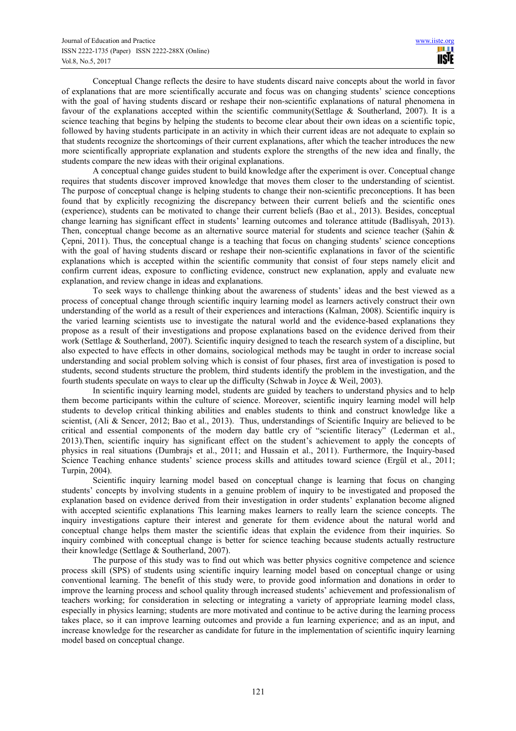Conceptual Change reflects the desire to have students discard naive concepts about the world in favor of explanations that are more scientifically accurate and focus was on changing students' science conceptions with the goal of having students discard or reshape their non-scientific explanations of natural phenomena in favour of the explanations accepted within the scientific community(Settlage & Southerland, 2007). It is a science teaching that begins by helping the students to become clear about their own ideas on a scientific topic, followed by having students participate in an activity in which their current ideas are not adequate to explain so that students recognize the shortcomings of their current explanations, after which the teacher introduces the new more scientifically appropriate explanation and students explore the strengths of the new idea and finally, the students compare the new ideas with their original explanations.

A conceptual change guides student to build knowledge after the experiment is over. Conceptual change requires that students discover improved knowledge that moves them closer to the understanding of scientist. The purpose of conceptual change is helping students to change their non-scientific preconceptions. It has been found that by explicitly recognizing the discrepancy between their current beliefs and the scientific ones (experience), students can be motivated to change their current beliefs (Bao et al., 2013). Besides, conceptual change learning has significant effect in students' learning outcomes and tolerance attitude (Badlisyah, 2013). Then, conceptual change become as an alternative source material for students and science teacher (Şahin & Çepni, 2011). Thus, the conceptual change is a teaching that focus on changing students' science conceptions with the goal of having students discard or reshape their non-scientific explanations in favor of the scientific explanations which is accepted within the scientific community that consist of four steps namely elicit and confirm current ideas, exposure to conflicting evidence, construct new explanation, apply and evaluate new explanation, and review change in ideas and explanations.

To seek ways to challenge thinking about the awareness of students' ideas and the best viewed as a process of conceptual change through scientific inquiry learning model as learners actively construct their own understanding of the world as a result of their experiences and interactions (Kalman, 2008). Scientific inquiry is the varied learning scientists use to investigate the natural world and the evidence-based explanations they propose as a result of their investigations and propose explanations based on the evidence derived from their work (Settlage & Southerland, 2007). Scientific inquiry designed to teach the research system of a discipline, but also expected to have effects in other domains, sociological methods may be taught in order to increase social understanding and social problem solving which is consist of four phases, first area of investigation is posed to students, second students structure the problem, third students identify the problem in the investigation, and the fourth students speculate on ways to clear up the difficulty (Schwab in Joyce & Weil, 2003).

In scientific inquiry learning model, students are guided by teachers to understand physics and to help them become participants within the culture of science. Moreover, scientific inquiry learning model will help students to develop critical thinking abilities and enables students to think and construct knowledge like a scientist, (Ali & Sencer, 2012; Bao et al., 2013). Thus, understandings of Scientific Inquiry are believed to be critical and essential components of the modern day battle cry of "scientific literacy" (Lederman et al., 2013).Then, scientific inquiry has significant effect on the student's achievement to apply the concepts of physics in real situations (Dumbrajs et al., 2011; and Hussain et al., 2011). Furthermore, the Inquiry-based Science Teaching enhance students' science process skills and attitudes toward science (Ergül et al., 2011; Turpin, 2004).

Scientific inquiry learning model based on conceptual change is learning that focus on changing students' concepts by involving students in a genuine problem of inquiry to be investigated and proposed the explanation based on evidence derived from their investigation in order students' explanation become aligned with accepted scientific explanations This learning makes learners to really learn the science concepts. The inquiry investigations capture their interest and generate for them evidence about the natural world and conceptual change helps them master the scientific ideas that explain the evidence from their inquiries. So inquiry combined with conceptual change is better for science teaching because students actually restructure their knowledge (Settlage & Southerland, 2007).

The purpose of this study was to find out which was better physics cognitive competence and science process skill (SPS) of students using scientific inquiry learning model based on conceptual change or using conventional learning. The benefit of this study were, to provide good information and donations in order to improve the learning process and school quality through increased students' achievement and professionalism of teachers working; for consideration in selecting or integrating a variety of appropriate learning model class, especially in physics learning; students are more motivated and continue to be active during the learning process takes place, so it can improve learning outcomes and provide a fun learning experience; and as an input, and increase knowledge for the researcher as candidate for future in the implementation of scientific inquiry learning model based on conceptual change.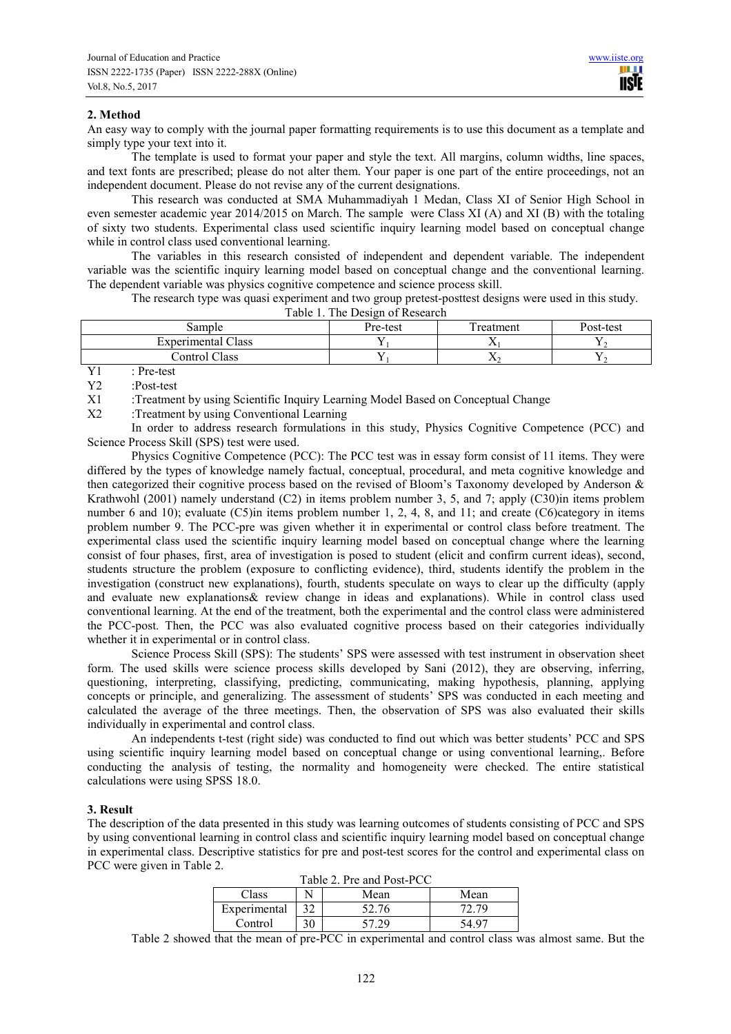## 2. Method

An easy way to comply with the journal paper formatting requirements is to use this document as a template and simply type your text into it.

The template is used to format your paper and style the text. All margins, column widths, line spaces, and text fonts are prescribed; please do not alter them. Your paper is one part of the entire proceedings, not an independent document. Please do not revise any of the current designations.

This research was conducted at SMA Muhammadiyah 1 Medan, Class XI of Senior High School in even semester academic year 2014/2015 on March. The sample were Class XI (A) and XI (B) with the totaling of sixty two students. Experimental class used scientific inquiry learning model based on conceptual change while in control class used conventional learning.

The variables in this research consisted of independent and dependent variable. The independent variable was the scientific inquiry learning model based on conceptual change and the conventional learning. The dependent variable was physics cognitive competence and science process skill.

The research type was quasi experiment and two group pretest-posttest designs were used in this study.

Table 1. The Design of Research

| Sample | Pre-test | Treatment | Post-test |
|---|---|---|---|
| Experimental Class | $Y_1$ | $X_1$ | $Y_2$ |
| Control Class | $Y_1$ | $X_2$ | $Y_2$ |

Y1 : Pre-test
Y2 :Post-test
X1 :Treatment by using Scientific Inquiry Learning Model Based on Conceptual Change
X2 :Treatment by using Conventional Learning

In order to address research formulations in this study, Physics Cognitive Competence (PCC) and Science Process Skill (SPS) test were used.

Physics Cognitive Competence (PCC): The PCC test was in essay form consist of 11 items. They were differed by the types of knowledge namely factual, conceptual, procedural, and meta cognitive knowledge and then categorized their cognitive process based on the revised of Bloom's Taxonomy developed by Anderson & Krathwohl (2001) namely understand (C2) in items problem number 3, 5, and 7; apply (C30)in items problem number 6 and 10); evaluate (C5)in items problem number 1, 2, 4, 8, and 11; and create (C6)category in items problem number 9. The PCC-pre was given whether it in experimental or control class before treatment. The experimental class used the scientific inquiry learning model based on conceptual change where the learning consist of four phases, first, area of investigation is posed to student (elicit and confirm current ideas), second, students structure the problem (exposure to conflicting evidence), third, students identify the problem in the investigation (construct new explanations), fourth, students speculate on ways to clear up the difficulty (apply and evaluate new explanations& review change in ideas and explanations). While in control class used conventional learning. At the end of the treatment, both the experimental and the control class were administered the PCC-post. Then, the PCC was also evaluated cognitive process based on their categories individually whether it in experimental or in control class.

Science Process Skill (SPS): The students' SPS were assessed with test instrument in observation sheet form. The used skills were science process skills developed by Sani (2012), they are observing, inferring, questioning, interpreting, classifying, predicting, communicating, making hypothesis, planning, applying concepts or principle, and generalizing. The assessment of students' SPS was conducted in each meeting and calculated the average of the three meetings. Then, the observation of SPS was also evaluated their skills individually in experimental and control class.

An independents t-test (right side) was conducted to find out which was better students' PCC and SPS using scientific inquiry learning model based on conceptual change or using conventional learning,. Before conducting the analysis of testing, the normality and homogeneity were checked. The entire statistical calculations were using SPSS 18.0.

## 3. Result

The description of the data presented in this study was learning outcomes of students consisting of PCC and SPS by using conventional learning in control class and scientific inquiry learning model based on conceptual change in experimental class. Descriptive statistics for pre and post-test scores for the control and experimental class on PCC were given in Table 2.

Table 2. Pre and Post-PCC

| Class | N | Mean | Mean |
|---|---|---|---|
| Experimental | 32 | 52.76 | 72.79 |
| Control | 30 | 57.29 | 54.97 |

Table 2 showed that the mean of pre-PCC in experimental and control class was almost same. But the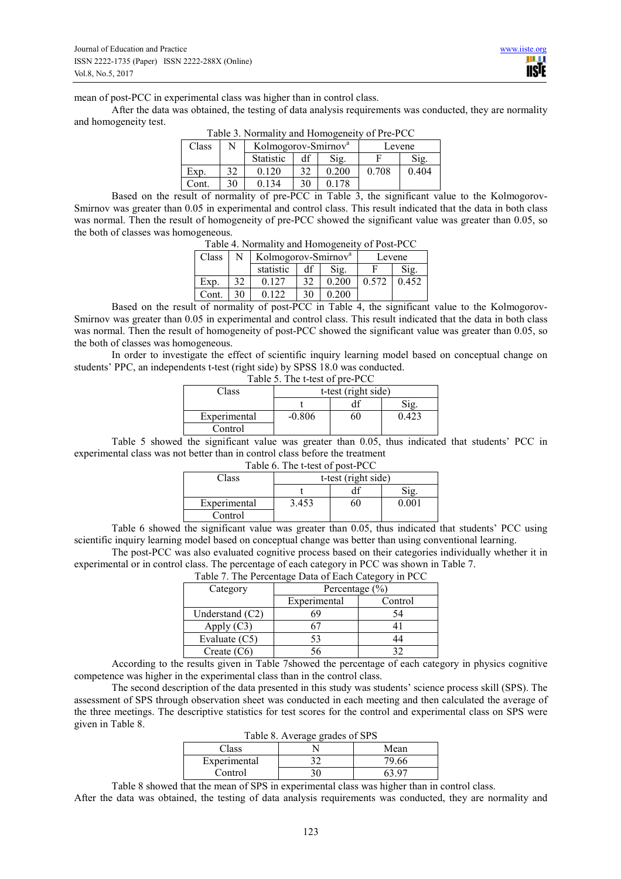mean of post-PCC in experimental class was higher than in control class.

After the data was obtained, the testing of data analysis requirements was conducted, they are normality and homogeneity test.

Table 3. Normality and Homogeneity of Pre-PCC

| Class | N | Kolmogorov-Smirnov[a] | | | Levene | |
|---|---|---|---|---|---|---|
| | | Statistic | df | Sig. | F | Sig. |
| Exp. | 32 | 0.120 | 32 | 0.200 | 0.708 | 0.404 |
| Cont. | 30 | 0.134 | 30 | 0.178 | | |

Based on the result of normality of pre-PCC in Table 3, the significant value to the Kolmogorov-Smirnov was greater than 0.05 in experimental and control class. This result indicated that the data in both class was normal. Then the result of homogeneity of pre-PCC showed the significant value was greater than 0.05, so the both of classes was homogeneous.

Table 4. Normality and Homogeneity of Post-PCC

| Class | N | Kolmogorov-Smirnov[a] | | | Levene | |
|---|---|---|---|---|---|---|
| | | statistic | df | Sig. | F | Sig. |
| Exp. | 32 | 0.127 | 32 | 0.200 | 0.572 | 0.452 |
| Cont. | 30 | 0.122 | 30 | 0.200 | | |

Based on the result of normality of post-PCC in Table 4, the significant value to the Kolmogorov-Smirnov was greater than 0.05 in experimental and control class. This result indicated that the data in both class was normal. Then the result of homogeneity of post-PCC showed the significant value was greater than 0.05, so the both of classes was homogeneous.

In order to investigate the effect of scientific inquiry learning model based on conceptual change on students' PPC, an independents t-test (right side) by SPSS 18.0 was conducted.

Table 5. The t-test of pre-PCC

| Class | t-test (right side) | | |
|---|---|---|---|
| | t | df | Sig. |
| Experimental | -0.806 | 60 | 0.423 |
| Control | | | |

Table 5 showed the significant value was greater than 0.05, thus indicated that students' PCC in experimental class was not better than in control class before the treatment

Table 6. The t-test of post-PCC

| Class | t-test (right side) | | |
|---|---|---|---|
| | t | df | Sig. |
| Experimental | 3.453 | 60 | 0.001 |
| Control | | | |

Table 6 showed the significant value was greater than 0.05, thus indicated that students' PCC using scientific inquiry learning model based on conceptual change was better than using conventional learning.

The post-PCC was also evaluated cognitive process based on their categories individually whether it in experimental or in control class. The percentage of each category in PCC was shown in Table 7.

Table 7. The Percentage Data of Each Category in PCC

| Category | Percentage (%) | |
|---|---|---|
| | Experimental | Control |
| Understand (C2) | 69 | 54 |
| Apply (C3) | 67 | 41 |
| Evaluate (C5) | 53 | 44 |
| Create (C6) | 56 | 32 |

According to the results given in Table 7showed the percentage of each category in physics cognitive competence was higher in the experimental class than in the control class.

The second description of the data presented in this study was students' science process skill (SPS). The assessment of SPS through observation sheet was conducted in each meeting and then calculated the average of the three meetings. The descriptive statistics for test scores for the control and experimental class on SPS were given in Table 8.

Table 8. Average grades of SPS

| Class | N | Mean |
|---|---|---|
| Experimental | 32 | 79.66 |
| Control | 30 | 63.97 |

Table 8 showed that the mean of SPS in experimental class was higher than in control class.

After the data was obtained, the testing of data analysis requirements was conducted, they are normality and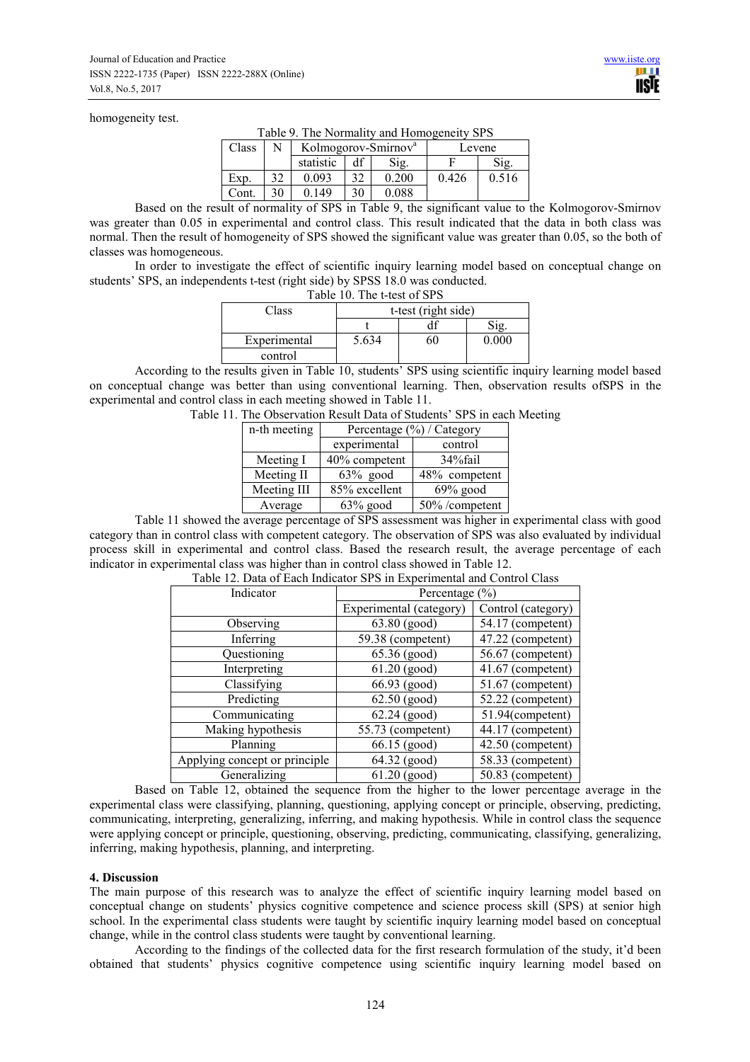homogeneity test.

Table 9. The Normality and Homogeneity SPS

| Class | N | Kolmogorov-Smirnov[a] | | | Levene | |
|---|---|---|---|---|---|---|
| | | statistic | df | Sig. | F | Sig. |
| Exp. | 32 | 0.093 | 32 | 0.200 | 0.426 | 0.516 |
| Cont. | 30 | 0.149 | 30 | 0.088 | | |

Based on the result of normality of SPS in Table 9, the significant value to the Kolmogorov-Smirnov was greater than 0.05 in experimental and control class. This result indicated that the data in both class was normal. Then the result of homogeneity of SPS showed the significant value was greater than 0.05, so the both of classes was homogeneous.

In order to investigate the effect of scientific inquiry learning model based on conceptual change on students' SPS, an independents t-test (right side) by SPSS 18.0 was conducted.

Table 10. The t-test of SPS

| Class | t-test (right side) | | |
|---|---|---|---|
| | t | df | Sig. |
| Experimental | 5.634 | 60 | 0.000 |
| control | | | |

According to the results given in Table 10, students' SPS using scientific inquiry learning model based on conceptual change was better than using conventional learning. Then, observation results ofSPS in the experimental and control class in each meeting showed in Table 11.

Table 11. The Observation Result Data of Students' SPS in each Meeting

| n-th meeting | Percentage (%) / Category | |
|---|---|---|
| | experimental | control |
| Meeting I | 40% competent | 34%fail |
| Meeting II | 63% good | 48% competent |
| Meeting III | 85% excellent | 69% good |
| Average | 63% good | 50% /competent |

Table 11 showed the average percentage of SPS assessment was higher in experimental class with good category than in control class with competent category. The observation of SPS was also evaluated by individual process skill in experimental and control class. Based the research result, the average percentage of each indicator in experimental class was higher than in control class showed in Table 12.

Table 12. Data of Each Indicator SPS in Experimental and Control Class

| Indicator | Percentage (%) | |
|---|---|---|
| | Experimental (category) | Control (category) |
| Observing | 63.80 (good) | 54.17 (competent) |
| Inferring | 59.38 (competent) | 47.22 (competent) |
| Questioning | 65.36 (good) | 56.67 (competent) |
| Interpreting | 61.20 (good) | 41.67 (competent) |
| Classifying | 66.93 (good) | 51.67 (competent) |
| Predicting | 62.50 (good) | 52.22 (competent) |
| Communicating | 62.24 (good) | 51.94(competent) |
| Making hypothesis | 55.73 (competent) | 44.17 (competent) |
| Planning | 66.15 (good) | 42.50 (competent) |
| Applying concept or principle | 64.32 (good) | 58.33 (competent) |
| Generalizing | 61.20 (good) | 50.83 (competent) |

Based on Table 12, obtained the sequence from the higher to the lower percentage average in the experimental class were classifying, planning, questioning, applying concept or principle, observing, predicting, communicating, interpreting, generalizing, inferring, and making hypothesis. While in control class the sequence were applying concept or principle, questioning, observing, predicting, communicating, classifying, generalizing, inferring, making hypothesis, planning, and interpreting.

## 4. Discussion

The main purpose of this research was to analyze the effect of scientific inquiry learning model based on conceptual change on students' physics cognitive competence and science process skill (SPS) at senior high school. In the experimental class students were taught by scientific inquiry learning model based on conceptual change, while in the control class students were taught by conventional learning.

According to the findings of the collected data for the first research formulation of the study, it'd been obtained that students' physics cognitive competence using scientific inquiry learning model based on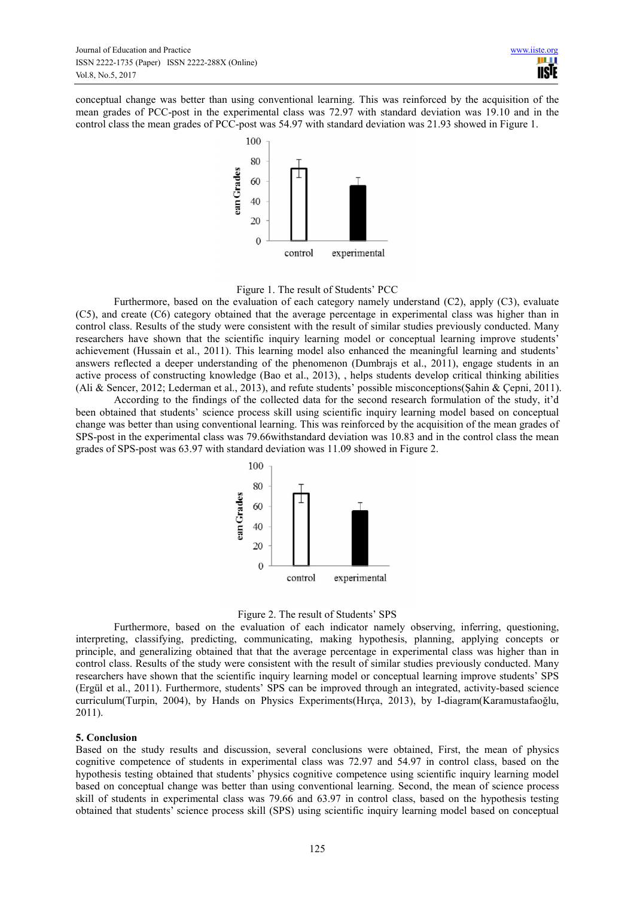conceptual change was better than using conventional learning. This was reinforced by the acquisition of the mean grades of PCC-post in the experimental class was 72.97 with standard deviation was 19.10 and in the control class the mean grades of PCC-post was 54.97 with standard deviation was 21.93 showed in Figure 1.

Figure 1. The result of Students' PCC

Furthermore, based on the evaluation of each category namely understand (C2), apply (C3), evaluate (C5), and create (C6) category obtained that the average percentage in experimental class was higher than in control class. Results of the study were consistent with the result of similar studies previously conducted. Many researchers have shown that the scientific inquiry learning model or conceptual learning improve students' achievement (Hussain et al., 2011). This learning model also enhanced the meaningful learning and students' answers reflected a deeper understanding of the phenomenon (Dumbrajs et al., 2011), engage students in an active process of constructing knowledge (Bao et al., 2013), , helps students develop critical thinking abilities (Ali & Sencer, 2012; Lederman et al., 2013), and refute students' possible misconceptions(Şahin & Çepni, 2011).

According to the findings of the collected data for the second research formulation of the study, it'd been obtained that students' science process skill using scientific inquiry learning model based on conceptual change was better than using conventional learning. This was reinforced by the acquisition of the mean grades of SPS-post in the experimental class was 79.66withstandard deviation was 10.83 and in the control class the mean grades of SPS-post was 63.97 with standard deviation was 11.09 showed in Figure 2.

Figure 2. The result of Students' SPS

Furthermore, based on the evaluation of each indicator namely observing, inferring, questioning, interpreting, classifying, predicting, communicating, making hypothesis, planning, applying concepts or principle, and generalizing obtained that that the average percentage in experimental class was higher than in control class. Results of the study were consistent with the result of similar studies previously conducted. Many researchers have shown that the scientific inquiry learning model or conceptual learning improve students' SPS (Ergül et al., 2011). Furthermore, students' SPS can be improved through an integrated, activity-based science curriculum(Turpin, 2004), by Hands on Physics Experiments(Hırça, 2013), by I-diagram(Karamustafaoğlu, 2011).

## 5. Conclusion

Based on the study results and discussion, several conclusions were obtained, First, the mean of physics cognitive competence of students in experimental class was 72.97 and 54.97 in control class, based on the hypothesis testing obtained that students' physics cognitive competence using scientific inquiry learning model based on conceptual change was better than using conventional learning. Second, the mean of science process skill of students in experimental class was 79.66 and 63.97 in control class, based on the hypothesis testing obtained that students' science process skill (SPS) using scientific inquiry learning model based on conceptual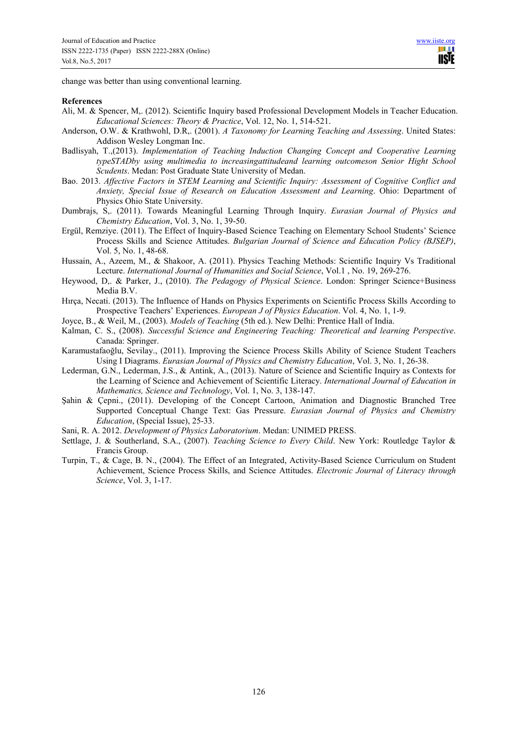change was better than using conventional learning.

**References**

Ali, M. & Spencer, M,. (2012). Scientific Inquiry based Professional Development Models in Teacher Education. *Educational Sciences: Theory & Practice*, Vol. 12, No. 1, 514-521.

Anderson, O.W. & Krathwohl, D.R,. (2001). *A Taxonomy for Learning Teaching and Assessing*. United States: Addison Wesley Longman Inc.

Badlisyah, T.,(2013). *Implementation of Teaching Induction Changing Concept and Cooperative Learning typeSTADby using multimedia to increasingattitudeand learning outcomeson Senior Hight School Scudents*. Medan: Post Graduate State University of Medan.

Bao. 2013. *Affective Factors in STEM Learning and Scientific Inquiry: Assessment of Cognitive Conflict and Anxiety, Special Issue of Research on Education Assessment and Learning*. Ohio: Department of Physics Ohio State University.

Dumbrajs, S,. (2011). Towards Meaningful Learning Through Inquiry. *Eurasian Journal of Physics and Chemistry Education*, Vol. 3, No. 1, 39-50.

Ergül, Remziye. (2011). The Effect of Inquiry-Based Science Teaching on Elementary School Students' Science Process Skills and Science Attitudes. *Bulgarian Journal of Science and Education Policy (BJSEP)*, Vol. 5, No. 1, 48-68.

Hussain, A., Azeem, M., & Shakoor, A. (2011). Physics Teaching Methods: Scientific Inquiry Vs Traditional Lecture. *International Journal of Humanities and Social Science*, Vol.1 , No. 19, 269-276.

Heywood, D,. & Parker, J., (2010). *The Pedagogy of Physical Science*. London: Springer Science+Business Media B.V.

Hırça, Necati. (2013). The Influence of Hands on Physics Experiments on Scientific Process Skills According to Prospective Teachers' Experiences. *European J of Physics Education*. Vol. 4, No. 1, 1-9.

Joyce, B., & Weil, M., (2003). *Models of Teaching* (5th ed.). New Delhi: Prentice Hall of India.

Kalman, C. S., (2008). *Successful Science and Engineering Teaching: Theoretical and learning Perspective*. Canada: Springer.

Karamustafaoğlu, Sevilay., (2011). Improving the Science Process Skills Ability of Science Student Teachers Using I Diagrams. *Eurasian Journal of Physics and Chemistry Education*, Vol. 3, No. 1, 26-38.

Lederman, G.N., Lederman, J.S., & Antink, A., (2013). Nature of Science and Scientific Inquiry as Contexts for the Learning of Science and Achievement of Scientific Literacy. *International Journal of Education in Mathematics, Science and Technology*, Vol. 1, No. 3, 138-147.

Şahin & Çepni., (2011). Developing of the Concept Cartoon, Animation and Diagnostic Branched Tree Supported Conceptual Change Text: Gas Pressure. *Eurasian Journal of Physics and Chemistry Education*, (Special Issue), 25-33.

Sani, R. A. 2012. *Development of Physics Laboratorium*. Medan: UNIMED PRESS.

Settlage, J. & Southerland, S.A., (2007). *Teaching Science to Every Child*. New York: Routledge Taylor & Francis Group.

Turpin, T., & Cage, B. N., (2004). The Effect of an Integrated, Activity-Based Science Curriculum on Student Achievement, Science Process Skills, and Science Attitudes. *Electronic Journal of Literacy through Science*, Vol. 3, 1-17.